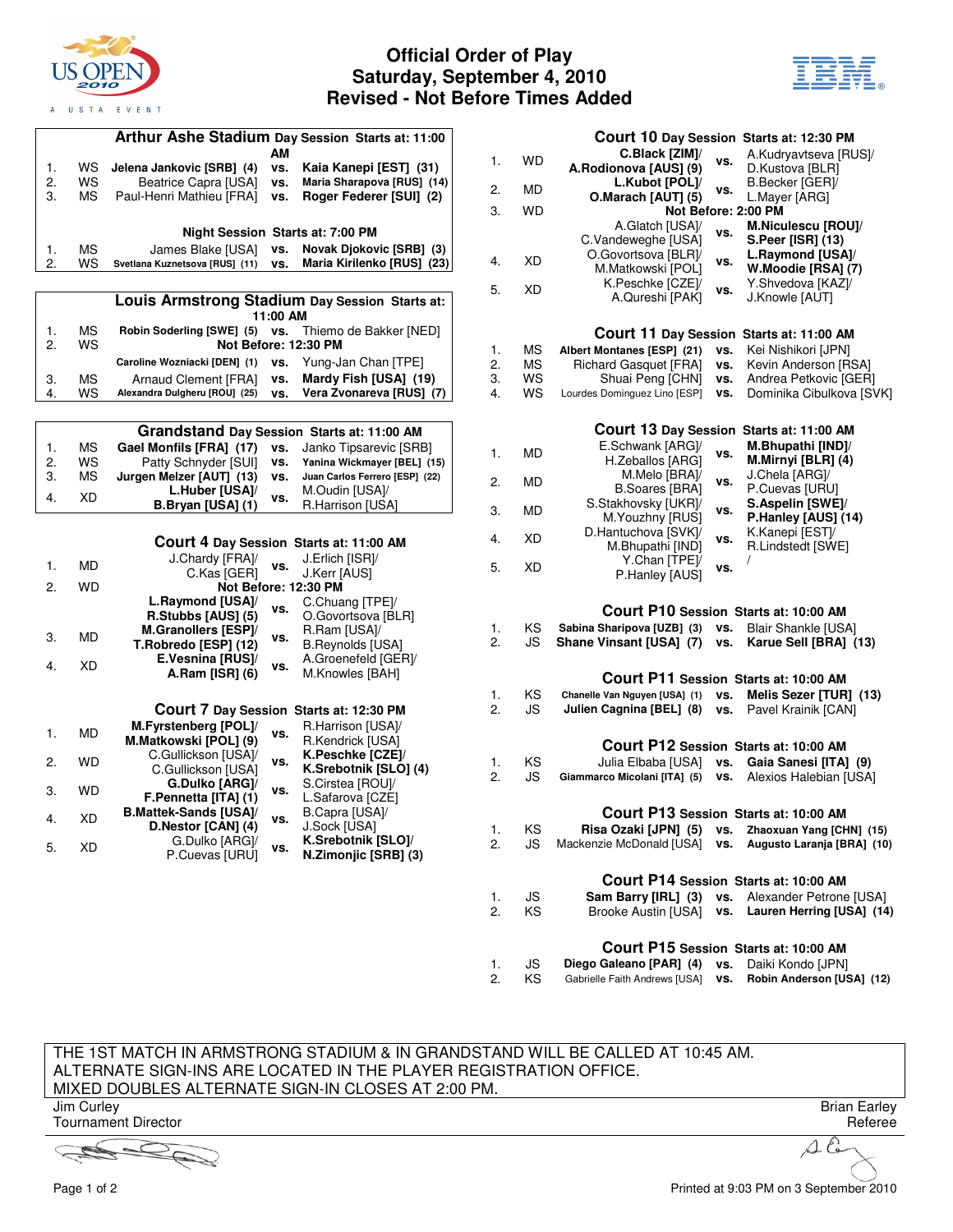# Official Order of Play
## Saturday, September 4, 2010
## Revised - Not Before Times Added

### Arthur Ashe Stadium Day Session Starts at: 11:00 AM

| # | Event | Player(s) | | Player(s) |
|---|---|---|---|---|
| 1. | WS | **Jelena Jankovic [SRB] (4)** | vs. | **Kaia Kanepi [EST] (31)** |
| 2. | WS | Beatrice Capra [USA] | vs. | **Maria Sharapova [RUS] (14)** |
| 3. | MS | Paul-Henri Mathieu [FRA] | vs. | **Roger Federer [SUI] (2)** |

**Night Session Starts at: 7:00 PM**

| # | Event | Player(s) | | Player(s) |
|---|---|---|---|---|
| 1. | MS | James Blake [USA] | vs. | **Novak Djokovic [SRB] (3)** |
| 2. | WS | Svetlana Kuznetsova [RUS] (11) | vs. | Maria Kirilenko [RUS] (23) |

### Louis Armstrong Stadium Day Session Starts at: 11:00 AM

| # | Event | Player(s) | | Player(s) |
|---|---|---|---|---|
| 1. | MS | **Robin Soderling [SWE] (5)** | vs. | Thiemo de Bakker [NED] |
| 2. | WS | Not Before: 12:30 PM | | |
| | | Caroline Wozniacki [DEN] (1) | vs. | Yung-Jan Chan [TPE] |
| 3. | MS | Arnaud Clement [FRA] | vs. | **Mardy Fish [USA] (19)** |
| 4. | WS | Alexandra Dulgheru [ROU] (25) | vs. | Vera Zvonareva [RUS] (7) |

### Grandstand Day Session Starts at: 11:00 AM

| # | Event | Player(s) | | Player(s) |
|---|---|---|---|---|
| 1. | MS | **Gael Monfils [FRA] (17)** | vs. | Janko Tipsarevic [SRB] |
| 2. | WS | Patty Schnyder [SUI] | vs. | **Yanina Wickmayer [BEL] (15)** |
| 3. | MS | **Jurgen Melzer [AUT] (13)** | vs. | Juan Carlos Ferrero [ESP] (22) |
| 4. | XD | **L.Huber [USA]/ B.Bryan [USA] (1)** | vs. | M.Oudin [USA]/ R.Harrison [USA] |

### Court 4 Day Session Starts at: 11:00 AM

| # | Event | Player(s) | | Player(s) |
|---|---|---|---|---|
| 1. | MD | J.Chardy [FRA]/ C.Kas [GER] | vs. | J.Erlich [ISR]/ J.Kerr [AUS] |
| 2. | WD | Not Before: 12:30 PM | | |
| | | **L.Raymond [USA]/ R.Stubbs [AUS] (5)** | vs. | C.Chuang [TPE]/ O.Govortsova [BLR] |
| 3. | MD | **M.Granollers [ESP]/ T.Robredo [ESP] (12)** | vs. | R.Ram [USA]/ B.Reynolds [USA] |
| 4. | XD | **E.Vesnina [RUS]/ A.Ram [ISR] (6)** | vs. | A.Groenefeld [GER]/ M.Knowles [BAH] |

### Court 7 Day Session Starts at: 12:30 PM

| # | Event | Player(s) | | Player(s) |
|---|---|---|---|---|
| 1. | MD | **M.Fyrstenberg [POL]/ M.Matkowski [POL] (9)** | vs. | R.Harrison [USA]/ R.Kendrick [USA] |
| 2. | WD | C.Gullickson [USA]/ C.Gullickson [USA] | vs. | **K.Peschke [CZE]/ K.Srebotnik [SLO] (4)** |
| 3. | WD | **G.Dulko [ARG]/ F.Pennetta [ITA] (1)** | vs. | S.Cirstea [ROU]/ L.Safarova [CZE] |
| 4. | XD | **B.Mattek-Sands [USA]/ D.Nestor [CAN] (4)** | vs. | B.Capra [USA]/ J.Sock [USA] |
| 5. | XD | G.Dulko [ARG]/ P.Cuevas [URU] | vs. | **K.Srebotnik [SLO]/ N.Zimonjic [SRB] (3)** |

### Court 10 Day Session Starts at: 12:30 PM

| # | Event | Player(s) | | Player(s) |
|---|---|---|---|---|
| 1. | WD | **C.Black [ZIM]/ A.Rodionova [AUS] (9)** | vs. | A.Kudryavtseva [RUS]/ D.Kustova [BLR] |
| 2. | MD | **L.Kubot [POL]/ O.Marach [AUT] (5)** | vs. | B.Becker [GER]/ L.Mayer [ARG] |
| 3. | WD | Not Before: 2:00 PM | | |
| | | A.Glatch [USA]/ C.Vandeweghe [USA] | vs. | **M.Niculescu [ROU]/ S.Peer [ISR] (13)** |
| 4. | XD | O.Govortsova [BLR]/ M.Matkowski [POL] | vs. | **L.Raymond [USA]/ W.Moodie [RSA] (7)** |
| 5. | XD | K.Peschke [CZE]/ A.Qureshi [PAK] | vs. | Y.Shvedova [KAZ]/ J.Knowle [AUT] |

### Court 11 Day Session Starts at: 11:00 AM

| # | Event | Player(s) | | Player(s) |
|---|---|---|---|---|
| 1. | MS | **Albert Montanes [ESP] (21)** | vs. | Kei Nishikori [JPN] |
| 2. | MS | Richard Gasquet [FRA] | vs. | Kevin Anderson [RSA] |
| 3. | WS | Shuai Peng [CHN] | vs. | Andrea Petkovic [GER] |
| 4. | WS | Lourdes Dominguez Lino [ESP] | vs. | Dominika Cibulkova [SVK] |

### Court 13 Day Session Starts at: 11:00 AM

| # | Event | Player(s) | | Player(s) |
|---|---|---|---|---|
| 1. | MD | E.Schwank [ARG]/ H.Zeballos [ARG] | vs. | **M.Bhupathi [IND]/ M.Mirnyi [BLR] (4)** |
| 2. | MD | M.Melo [BRA]/ B.Soares [BRA] | vs. | J.Chela [ARG]/ P.Cuevas [URU] |
| 3. | MD | S.Stakhovsky [UKR]/ M.Youzhny [RUS] | vs. | **S.Aspelin [SWE]/ P.Hanley [AUS] (14)** |
| 4. | XD | D.Hantuchova [SVK]/ M.Bhupathi [IND] | vs. | K.Kanepi [EST]/ R.Lindstedt [SWE] |
| 5. | XD | Y.Chan [TPE]/ P.Hanley [AUS] | vs. | / |

### Court P10 Session Starts at: 10:00 AM

| # | Event | Player(s) | | Player(s) |
|---|---|---|---|---|
| 1. | KS | **Sabina Sharipova [UZB] (3)** | vs. | Blair Shankle [USA] |
| 2. | JS | **Shane Vinsant [USA] (7)** | vs. | **Karue Sell [BRA] (13)** |

### Court P11 Session Starts at: 10:00 AM

| # | Event | Player(s) | | Player(s) |
|---|---|---|---|---|
| 1. | KS | **Chanelle Van Nguyen [USA] (1)** | vs. | **Melis Sezer [TUR] (13)** |
| 2. | JS | **Julien Cagnina [BEL] (8)** | vs. | Pavel Krainik [CAN] |

### Court P12 Session Starts at: 10:00 AM

| # | Event | Player(s) | | Player(s) |
|---|---|---|---|---|
| 1. | KS | Julia Elbaba [USA] | vs. | **Gaia Sanesi [ITA] (9)** |
| 2. | JS | **Giammarco Micolani [ITA] (5)** | vs. | Alexios Halebian [USA] |

### Court P13 Session Starts at: 10:00 AM

| # | Event | Player(s) | | Player(s) |
|---|---|---|---|---|
| 1. | KS | **Risa Ozaki [JPN] (5)** | vs. | **Zhaoxuan Yang [CHN] (15)** |
| 2. | JS | Mackenzie McDonald [USA] | vs. | **Augusto Laranja [BRA] (10)** |

### Court P14 Session Starts at: 10:00 AM

| # | Event | Player(s) | | Player(s) |
|---|---|---|---|---|
| 1. | JS | **Sam Barry [IRL] (3)** | vs. | Alexander Petrone [USA] |
| 2. | KS | Brooke Austin [USA] | vs. | **Lauren Herring [USA] (14)** |

### Court P15 Session Starts at: 10:00 AM

| # | Event | Player(s) | | Player(s) |
|---|---|---|---|---|
| 1. | JS | **Diego Galeano [PAR] (4)** | vs. | Daiki Kondo [JPN] |
| 2. | KS | Gabrielle Faith Andrews [USA] | vs. | **Robin Anderson [USA] (12)** |

THE 1ST MATCH IN ARMSTRONG STADIUM & IN GRANDSTAND WILL BE CALLED AT 10:45 AM.
ALTERNATE SIGN-INS ARE LOCATED IN THE PLAYER REGISTRATION OFFICE.
MIXED DOUBLES ALTERNATE SIGN-IN CLOSES AT 2:00 PM.

Jim Curley
Tournament Director

Brian Earley
Referee

Printed at 9:03 PM on 3 September 2010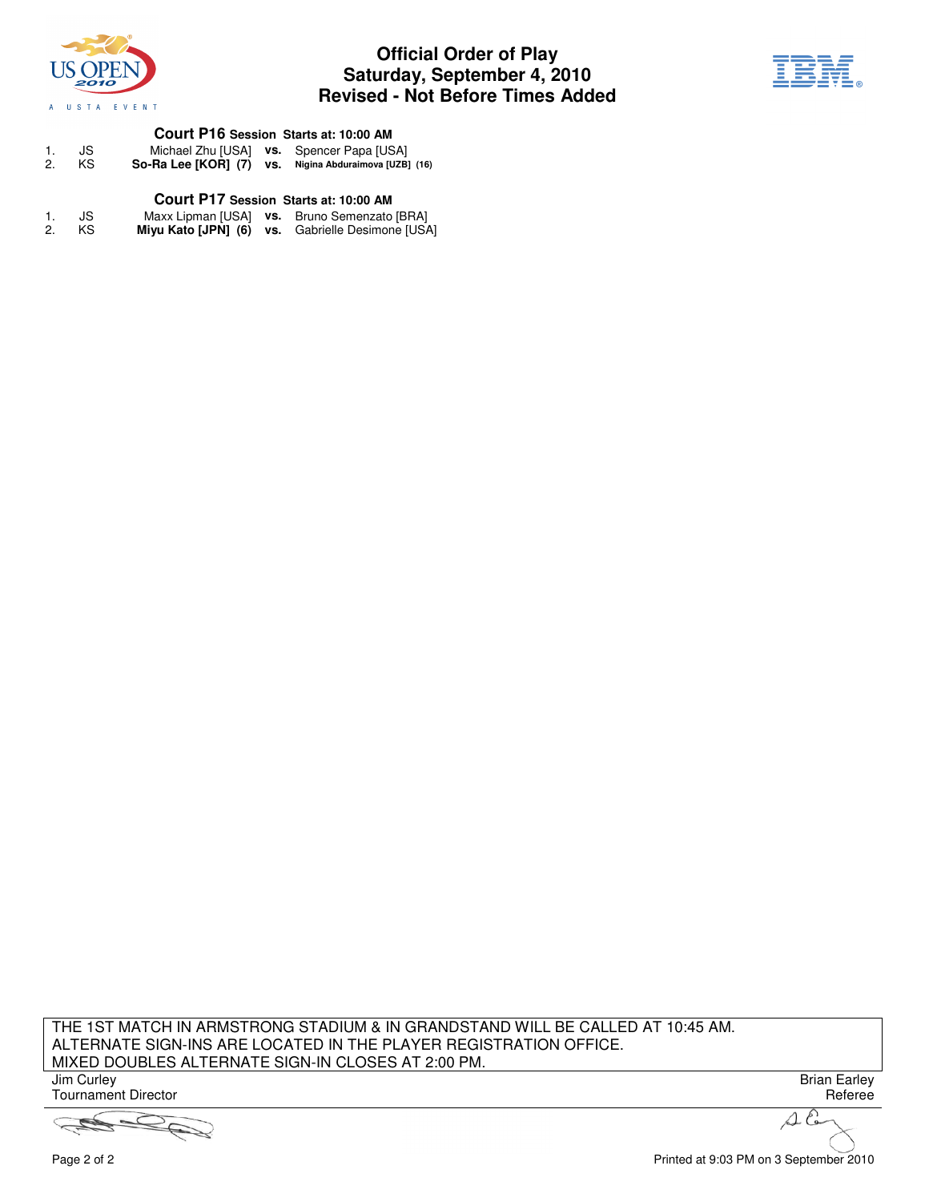# Official Order of Play
## Saturday, September 4, 2010
## Revised - Not Before Times Added

### Court P16 Session Starts at: 10:00 AM

| | | | | |
|---|---|---|---|---|
| 1. | JS | Michael Zhu [USA] | vs. | Spencer Papa [USA] |
| 2. | KS | **So-Ra Lee [KOR] (7)** | **vs.** | **Nigina Abduraimova [UZB] (16)** |

### Court P17 Session Starts at: 10:00 AM

| | | | | |
|---|---|---|---|---|
| 1. | JS | Maxx Lipman [USA] | vs. | Bruno Semenzato [BRA] |
| 2. | KS | **Miyu Kato [JPN] (6)** | **vs.** | Gabrielle Desimone [USA] |

THE 1ST MATCH IN ARMSTRONG STADIUM & IN GRANDSTAND WILL BE CALLED AT 10:45 AM.
ALTERNATE SIGN-INS ARE LOCATED IN THE PLAYER REGISTRATION OFFICE.
MIXED DOUBLES ALTERNATE SIGN-IN CLOSES AT 2:00 PM.

Jim Curley
Tournament Director

Brian Earley
Referee

Printed at 9:03 PM on 3 September 2010